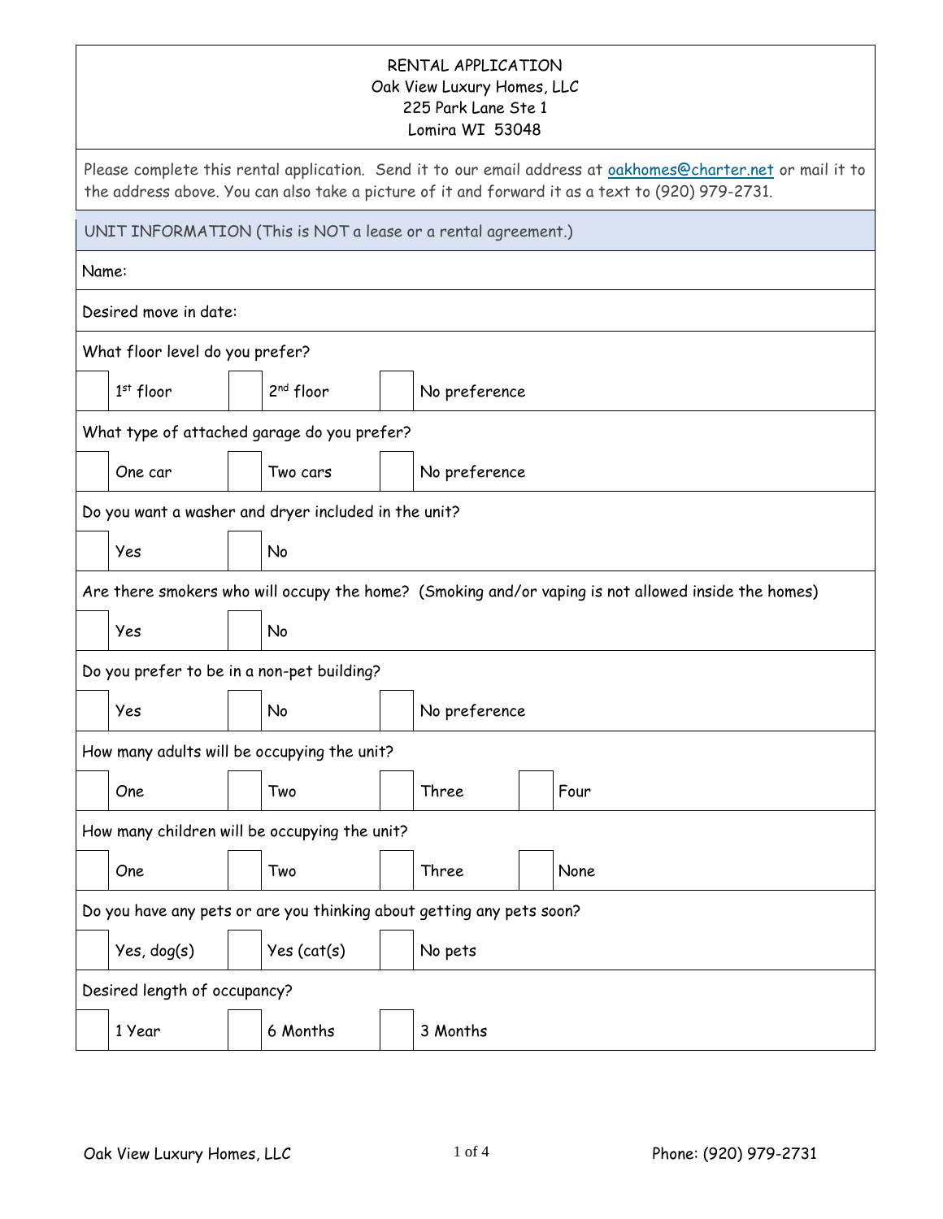RENTAL APPLICATION
Oak View Luxury Homes, LLC
225 Park Lane Ste 1
Lomira WI 53048

Please complete this rental application. Send it to our email address at oakhomes@charter.net or mail it to the address above. You can also take a picture of it and forward it as a text to (920) 979-2731.

## UNIT INFORMATION (This is NOT a lease or a rental agreement.)

Name:

Desired move in date:

What floor level do you prefer?

☐ 1st floor ☐ 2nd floor ☐ No preference

What type of attached garage do you prefer?

☐ One car ☐ Two cars ☐ No preference

Do you want a washer and dryer included in the unit?

☐ Yes ☐ No

Are there smokers who will occupy the home? (Smoking and/or vaping is not allowed inside the homes)

☐ Yes ☐ No

Do you prefer to be in a non-pet building?

☐ Yes ☐ No ☐ No preference

How many adults will be occupying the unit?

☐ One ☐ Two ☐ Three ☐ Four

How many children will be occupying the unit?

☐ One ☐ Two ☐ Three ☐ None

Do you have any pets or are you thinking about getting any pets soon?

☐ Yes, dog(s) ☐ Yes (cat(s) ☐ No pets

Desired length of occupancy?

☐ 1 Year ☐ 6 Months ☐ 3 Months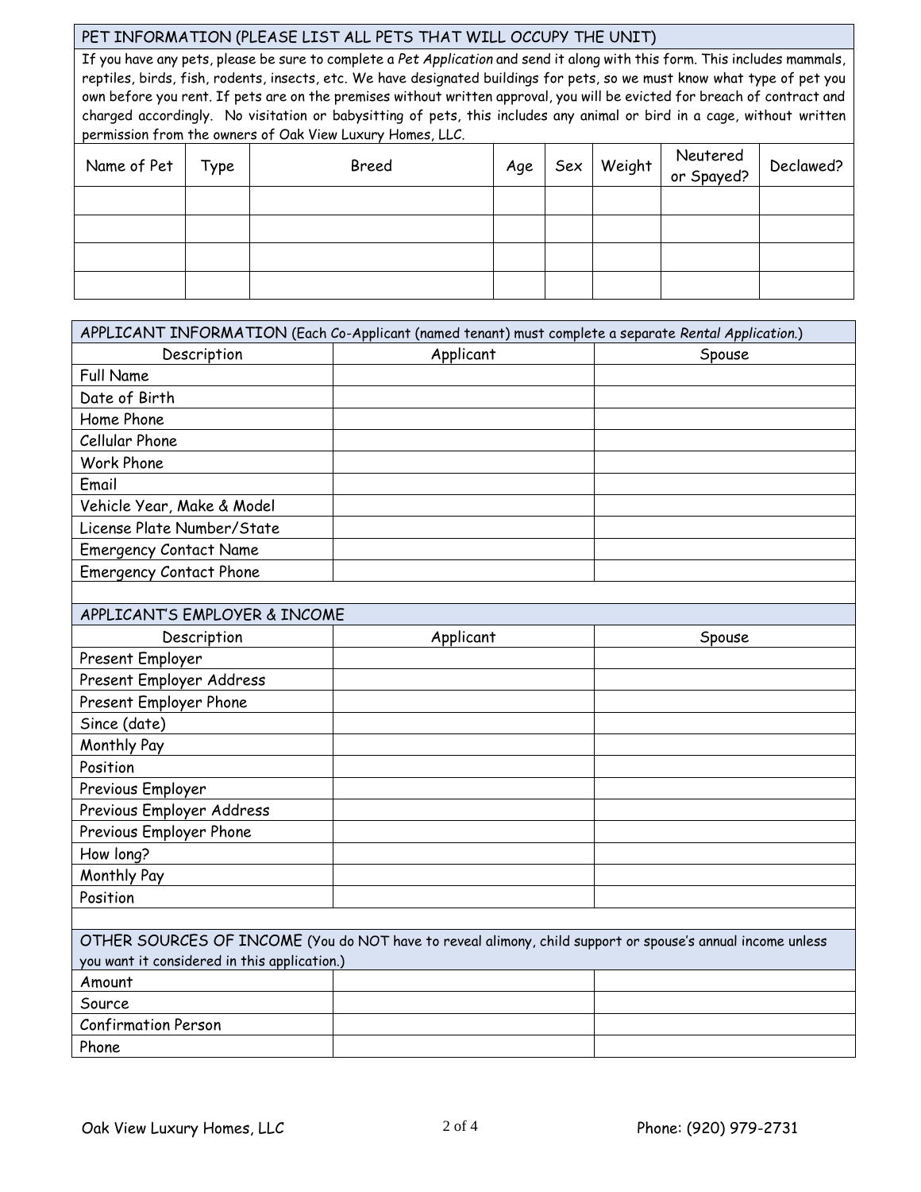## PET INFORMATION (PLEASE LIST ALL PETS THAT WILL OCCUPY THE UNIT)

If you have any pets, please be sure to complete a *Pet Application* and send it along with this form. This includes mammals, reptiles, birds, fish, rodents, insects, etc. We have designated buildings for pets, so we must know what type of pet you own before you rent. If pets are on the premises without written approval, you will be evicted for breach of contract and charged accordingly. No visitation or babysitting of pets, this includes any animal or bird in a cage, without written permission from the owners of Oak View Luxury Homes, LLC.

| Name of Pet | Type | Breed | Age | Sex | Weight | Neutered or Spayed? | Declawed? |
|---|---|---|---|---|---|---|---|
| | | | | | | | |
| | | | | | | | |
| | | | | | | | |
| | | | | | | | |

## APPLICANT INFORMATION (Each Co-Applicant (named tenant) must complete a separate *Rental Application*.)

| Description | Applicant | Spouse |
|---|---|---|
| Full Name | | |
| Date of Birth | | |
| Home Phone | | |
| Cellular Phone | | |
| Work Phone | | |
| Email | | |
| Vehicle Year, Make & Model | | |
| License Plate Number/State | | |
| Emergency Contact Name | | |
| Emergency Contact Phone | | |

## APPLICANT'S EMPLOYER & INCOME

| Description | Applicant | Spouse |
|---|---|---|
| Present Employer | | |
| Present Employer Address | | |
| Present Employer Phone | | |
| Since (date) | | |
| Monthly Pay | | |
| Position | | |
| Previous Employer | | |
| Previous Employer Address | | |
| Previous Employer Phone | | |
| How long? | | |
| Monthly Pay | | |
| Position | | |

## OTHER SOURCES OF INCOME (You do NOT have to reveal alimony, child support or spouse's annual income unless you want it considered in this application.)

| | | |
|---|---|---|
| Amount | | |
| Source | | |
| Confirmation Person | | |
| Phone | | |

Oak View Luxury Homes, LLC Phone: (920) 979-2731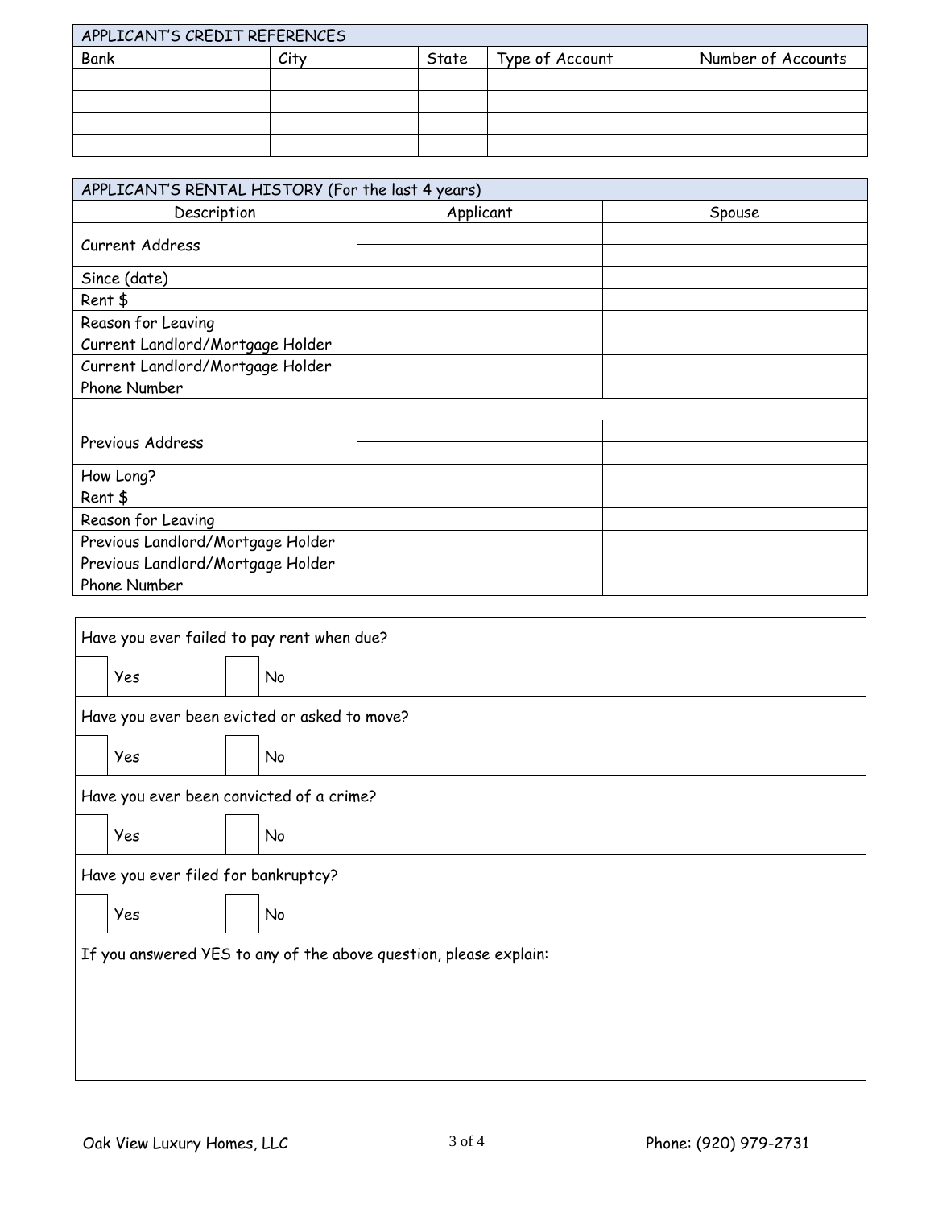| APPLICANT'S CREDIT REFERENCES | | | | |
|---|---|---|---|---|
| Bank | City | State | Type of Account | Number of Accounts |
| | | | | |
| | | | | |
| | | | | |
| | | | | |

| APPLICANT'S RENTAL HISTORY (For the last 4 years) | | |
|---|---|---|
| Description | Applicant | Spouse |
| Current Address | | |
| | | |
| Since (date) | | |
| Rent $ | | |
| Reason for Leaving | | |
| Current Landlord/Mortgage Holder | | |
| Current Landlord/Mortgage Holder Phone Number | | |
| | | |
| Previous Address | | |
| | | |
| How Long? | | |
| Rent $ | | |
| Reason for Leaving | | |
| Previous Landlord/Mortgage Holder | | |
| Previous Landlord/Mortgage Holder Phone Number | | |

Have you ever failed to pay rent when due?

☐ Yes ☐ No

Have you ever been evicted or asked to move?

☐ Yes ☐ No

Have you ever been convicted of a crime?

☐ Yes ☐ No

Have you ever filed for bankruptcy?

☐ Yes ☐ No

If you answered YES to any of the above question, please explain:

Oak View Luxury Homes, LLC Phone: (920) 979-2731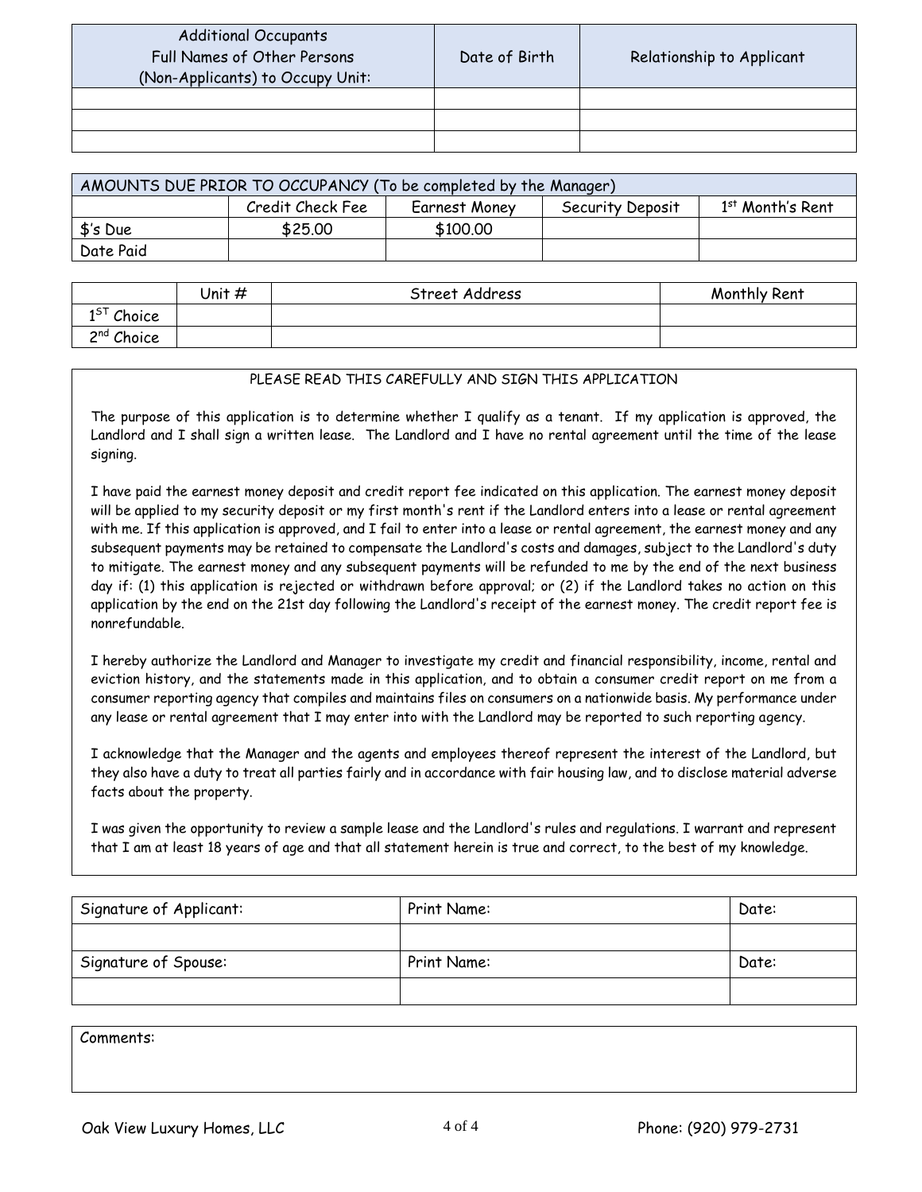| Additional Occupants Full Names of Other Persons (Non-Applicants) to Occupy Unit: | Date of Birth | Relationship to Applicant |
|---|---|---|
| | | |
| | | |
| | | |

| AMOUNTS DUE PRIOR TO OCCUPANCY (To be completed by the Manager) | | | | |
|---|---|---|---|---|
| | Credit Check Fee | Earnest Money | Security Deposit | 1st Month's Rent |
| $'s Due | $25.00 | $100.00 | | |
| Date Paid | | | | |

| | Unit # | Street Address | Monthly Rent |
|---|---|---|---|
| 1ST Choice | | | |
| 2nd Choice | | | |

PLEASE READ THIS CAREFULLY AND SIGN THIS APPLICATION

The purpose of this application is to determine whether I qualify as a tenant. If my application is approved, the Landlord and I shall sign a written lease. The Landlord and I have no rental agreement until the time of the lease signing.

I have paid the earnest money deposit and credit report fee indicated on this application. The earnest money deposit will be applied to my security deposit or my first month's rent if the Landlord enters into a lease or rental agreement with me. If this application is approved, and I fail to enter into a lease or rental agreement, the earnest money and any subsequent payments may be retained to compensate the Landlord's costs and damages, subject to the Landlord's duty to mitigate. The earnest money and any subsequent payments will be refunded to me by the end of the next business day if: (1) this application is rejected or withdrawn before approval; or (2) if the Landlord takes no action on this application by the end on the 21st day following the Landlord's receipt of the earnest money. The credit report fee is nonrefundable.

I hereby authorize the Landlord and Manager to investigate my credit and financial responsibility, income, rental and eviction history, and the statements made in this application, and to obtain a consumer credit report on me from a consumer reporting agency that compiles and maintains files on consumers on a nationwide basis. My performance under any lease or rental agreement that I may enter into with the Landlord may be reported to such reporting agency.

I acknowledge that the Manager and the agents and employees thereof represent the interest of the Landlord, but they also have a duty to treat all parties fairly and in accordance with fair housing law, and to disclose material adverse facts about the property.

I was given the opportunity to review a sample lease and the Landlord's rules and regulations. I warrant and represent that I am at least 18 years of age and that all statement herein is true and correct, to the best of my knowledge.

| Signature of Applicant: | Print Name: | Date: |
|---|---|---|
| | | |
| Signature of Spouse: | Print Name: | Date: |
| | | |

Comments:

Oak View Luxury Homes, LLC — Phone: (920) 979-2731